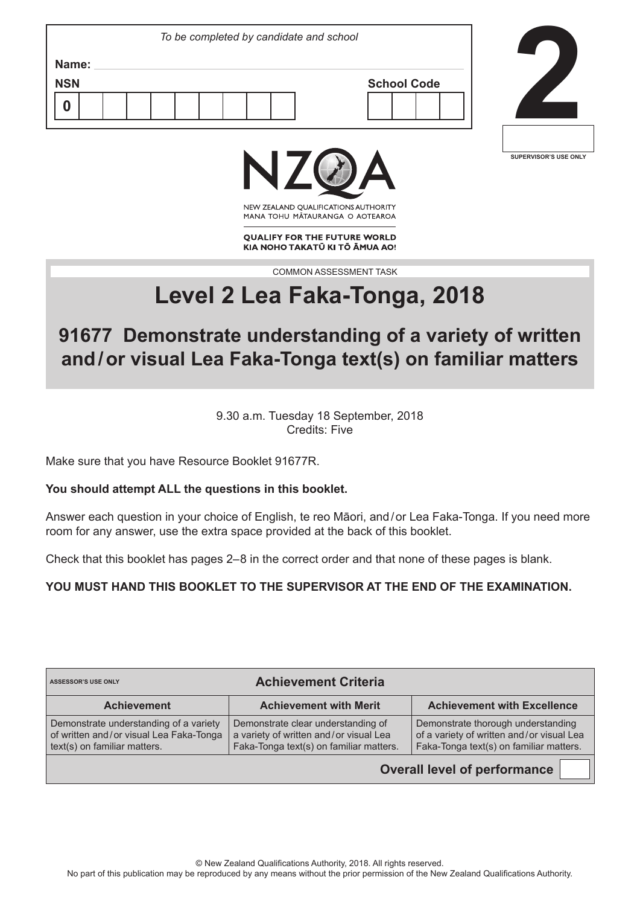*To be completed by candidate and school*

**Name:**

**NSN** 0

**School Code**

**2**

SUPERVISOR'S USE ONLY

NZQA

NEW ZEALAND QUALIFICATIONS AUTHORITY
MANA TOHU MĀTAURANGA O AOTEAROA

**QUALIFY FOR THE FUTURE WORLD**
**KIA NOHO TAKATŪ KI TŌ ĀMUA AO!**

COMMON ASSESSMENT TASK

# Level 2 Lea Faka-Tonga, 2018

## 91677 Demonstrate understanding of a variety of written and / or visual Lea Faka-Tonga text(s) on familiar matters

9.30 a.m. Tuesday 18 September, 2018
Credits: Five

Make sure that you have Resource Booklet 91677R.

**You should attempt ALL the questions in this booklet.**

Answer each question in your choice of English, te reo Māori, and / or Lea Faka-Tonga. If you need more room for any answer, use the extra space provided at the back of this booklet.

Check that this booklet has pages 2–8 in the correct order and that none of these pages is blank.

**YOU MUST HAND THIS BOOKLET TO THE SUPERVISOR AT THE END OF THE EXAMINATION.**

| ASSESSOR'S USE ONLY | **Achievement Criteria** | |
|---|---|---|
| **Achievement** | **Achievement with Merit** | **Achievement with Excellence** |
| Demonstrate understanding of a variety of written and / or visual Lea Faka-Tonga text(s) on familiar matters. | Demonstrate clear understanding of a variety of written and / or visual Lea Faka-Tonga text(s) on familiar matters. | Demonstrate thorough understanding of a variety of written and / or visual Lea Faka-Tonga text(s) on familiar matters. |
| | | **Overall level of performance** |

© New Zealand Qualifications Authority, 2018. All rights reserved.
No part of this publication may be reproduced by any means without the prior permission of the New Zealand Qualifications Authority.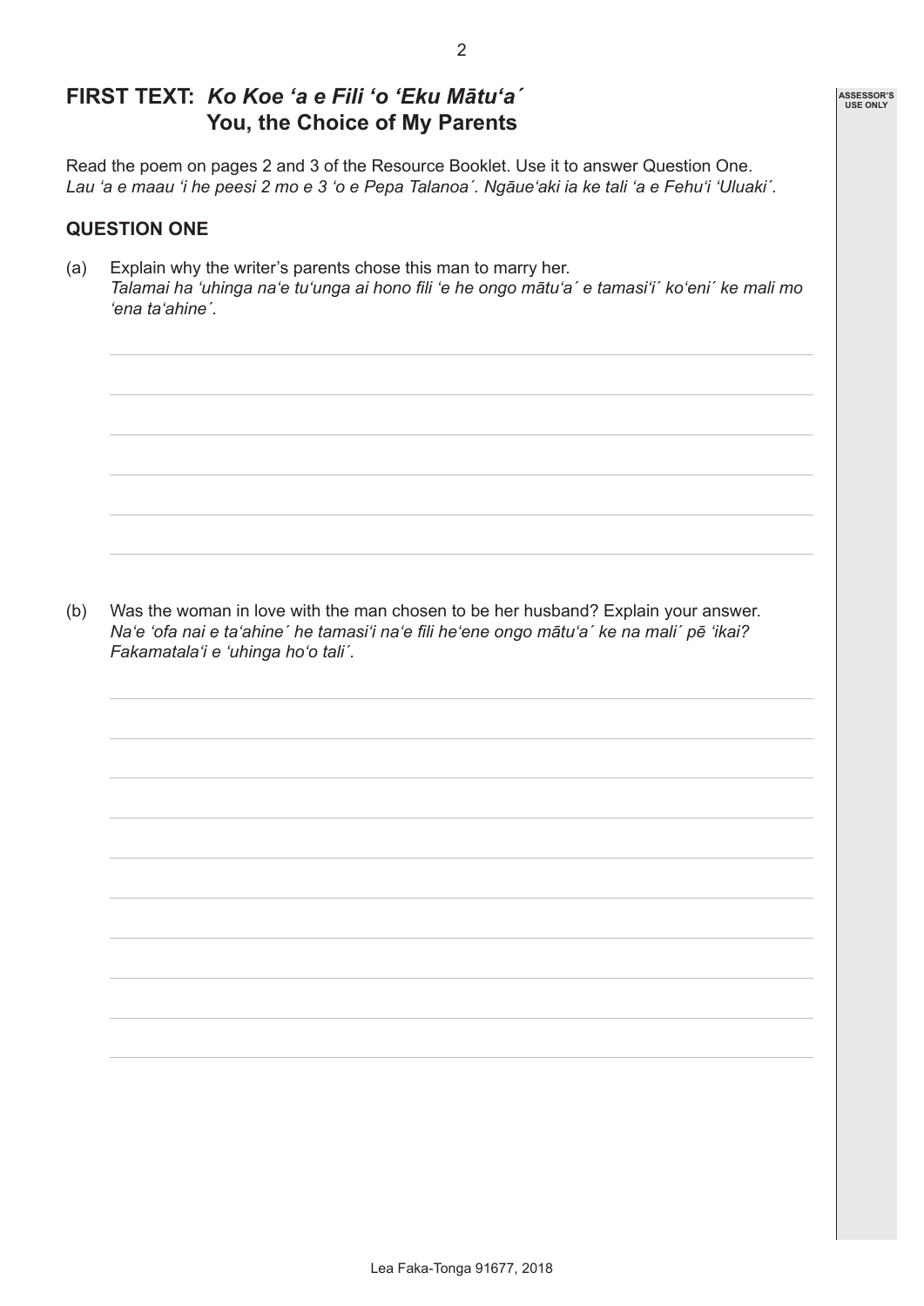## FIRST TEXT: *Ko Koe ʻa e Fili ʻo ʻEku Mātuʻa´* You, the Choice of My Parents

Read the poem on pages 2 and 3 of the Resource Booklet. Use it to answer Question One.
*Lau ʻa e maau ʻi he peesi 2 mo e 3 ʻo e Pepa Talanoa´. Ngāueʻaki ia ke tali ʻa e Fehuʻi ʻUluaki´.*

### QUESTION ONE

(a) Explain why the writer's parents chose this man to marry her.
*Talamai ha ʻuhinga naʻe tuʻunga ai hono fili ʻe he ongo mātuʻa´ e tamasiʻi´ koʻeni´ ke mali mo ʻena taʻahine´.*

(b) Was the woman in love with the man chosen to be her husband? Explain your answer.
*Naʻe ʻofa nai e taʻahine´ he tamasiʻi naʻe fili heʻene ongo mātuʻa´ ke na mali´ pē ʻikai? Fakamatalaʻi e ʻuhinga hoʻo tali´.*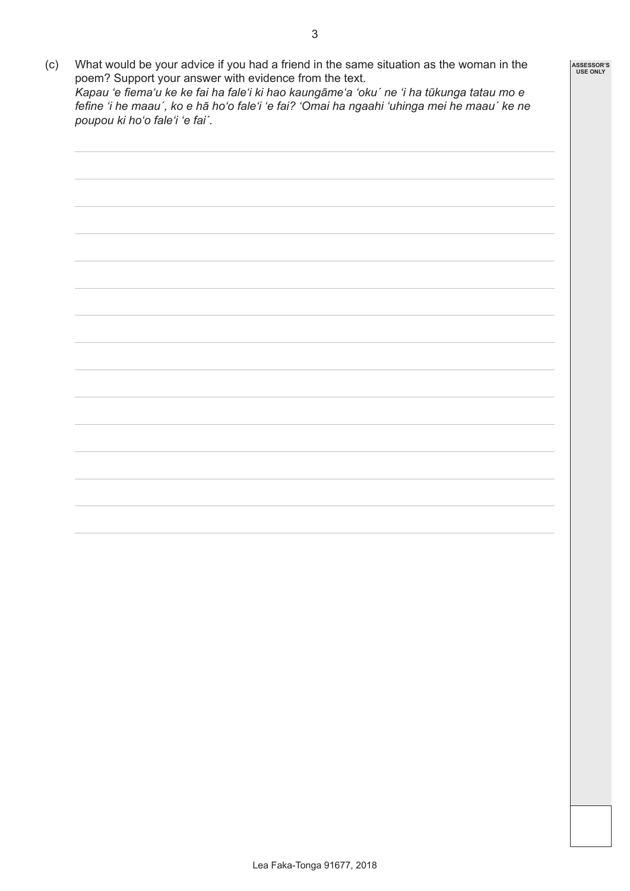(c) What would be your advice if you had a friend in the same situation as the woman in the poem? Support your answer with evidence from the text.
*Kapau ʻe fiemaʻu ke ke fai ha faleʻi ki hao kaungāmeʻa ʻoku´ ne ʻi ha tūkunga tatau mo e fefine ʻi he maau´, ko e hā hoʻo faleʻi ʻe fai? ʻOmai ha ngaahi ʻuhinga mei he maau´ ke ne poupou ki hoʻo faleʻi ʻe fai´.*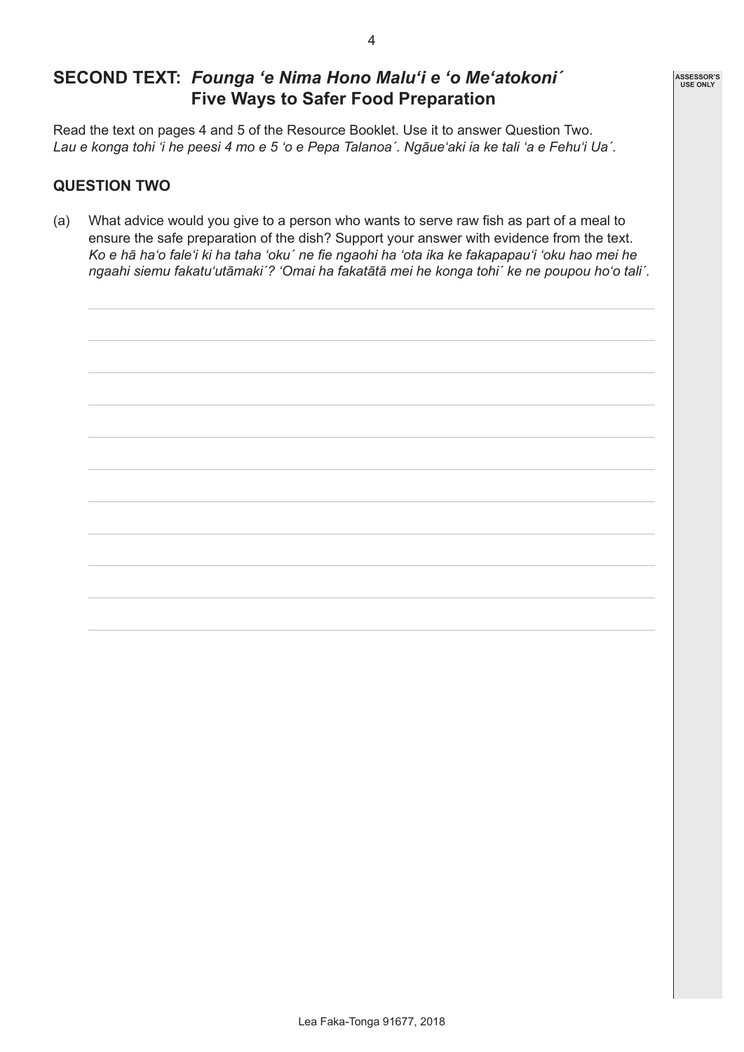## SECOND TEXT: *Founga ʻe Nima Hono Maluʻi e ʻo Meʻatokoni´* **Five Ways to Safer Food Preparation**

Read the text on pages 4 and 5 of the Resource Booklet. Use it to answer Question Two.
*Lau e konga tohi ʻi he peesi 4 mo e 5 ʻo e Pepa Talanoa´. Ngāueʻaki ia ke tali ʻa e Fehuʻi Ua´.*

### QUESTION TWO

(a) What advice would you give to a person who wants to serve raw fish as part of a meal to ensure the safe preparation of the dish? Support your answer with evidence from the text.
*Ko e hā haʻo faleʻi ki ha taha ʻoku´ ne fie ngaohi ha ʻota ika ke fakapapauʻi ʻoku hao mei he ngaahi siemu fakatuʻutāmaki´? ʻOmai ha fakatātā mei he konga tohi´ ke ne poupou hoʻo tali´.*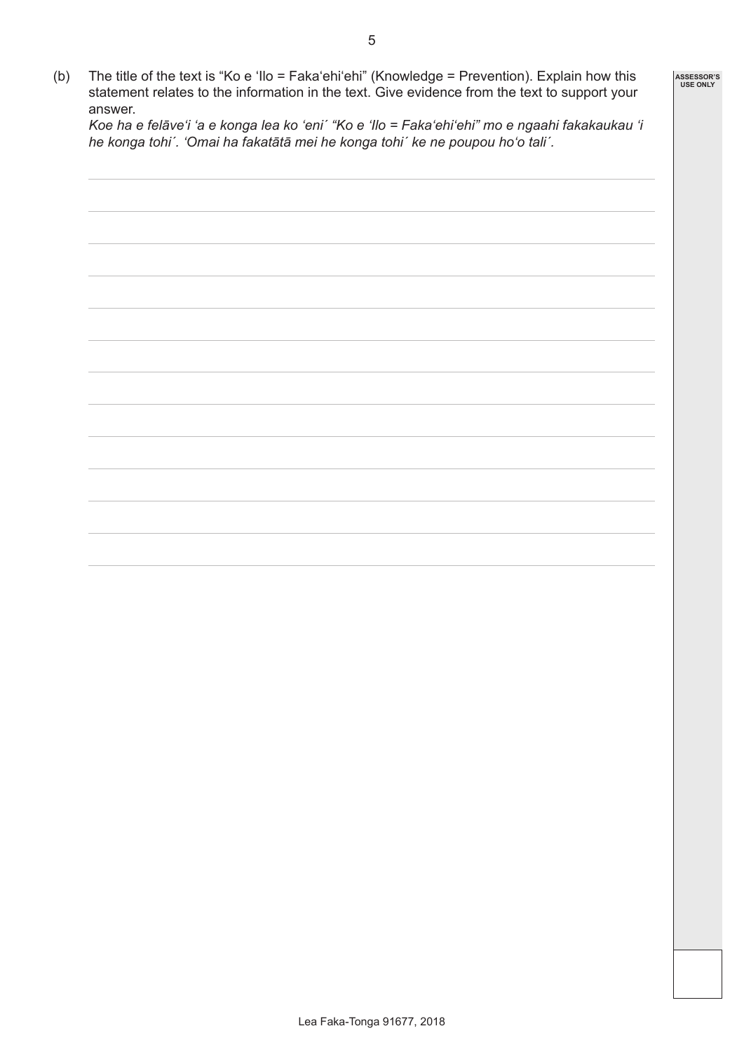(b) The title of the text is "Ko e ʻIlo = Fakaʻehiʻehi" (Knowledge = Prevention). Explain how this statement relates to the information in the text. Give evidence from the text to support your answer.

*Koe ha e felāveʻi ʻa e konga lea ko ʻeni´ "Ko e ʻIlo = Fakaʻehiʻehi" mo e ngaahi fakakaukau ʻi he konga tohi´. ʻOmai ha fakatātā mei he konga tohi´ ke ne poupou hoʻo tali´.*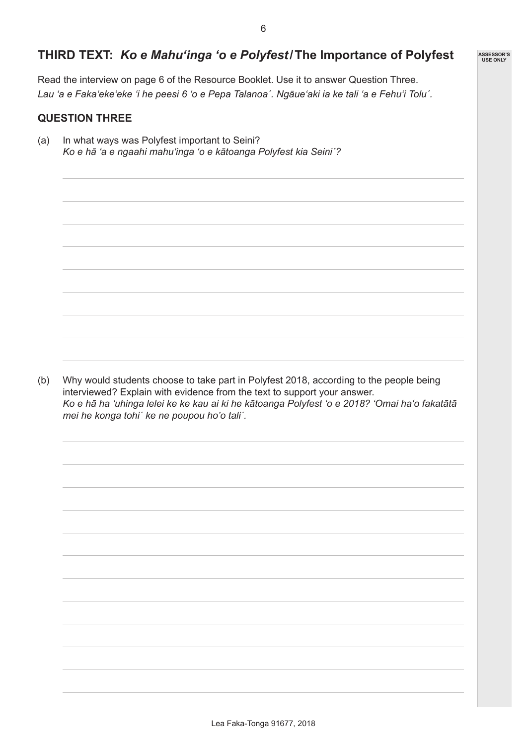## THIRD TEXT: *Ko e Mahuʻinga ʻo e Polyfest* / The Importance of Polyfest

Read the interview on page 6 of the Resource Booklet. Use it to answer Question Three.
*Lau ʻa e Fakaʻekeʻeke ʻi he peesi 6 ʻo e Pepa Talanoa´. Ngāueʻaki ia ke tali ʻa e Fehuʻi Tolu´.*

### QUESTION THREE

(a) In what ways was Polyfest important to Seini?
*Ko e hā ʻa e ngaahi mahuʻinga ʻo e kātoanga Polyfest kia Seini´?*

(b) Why would students choose to take part in Polyfest 2018, according to the people being interviewed? Explain with evidence from the text to support your answer.
*Ko e hā ha ʻuhinga lelei ke ke kau ai ki he kātoanga Polyfest ʻo e 2018? ʻOmai haʻo fakatātā mei he konga tohi´ ke ne poupou hoʼo tali´.*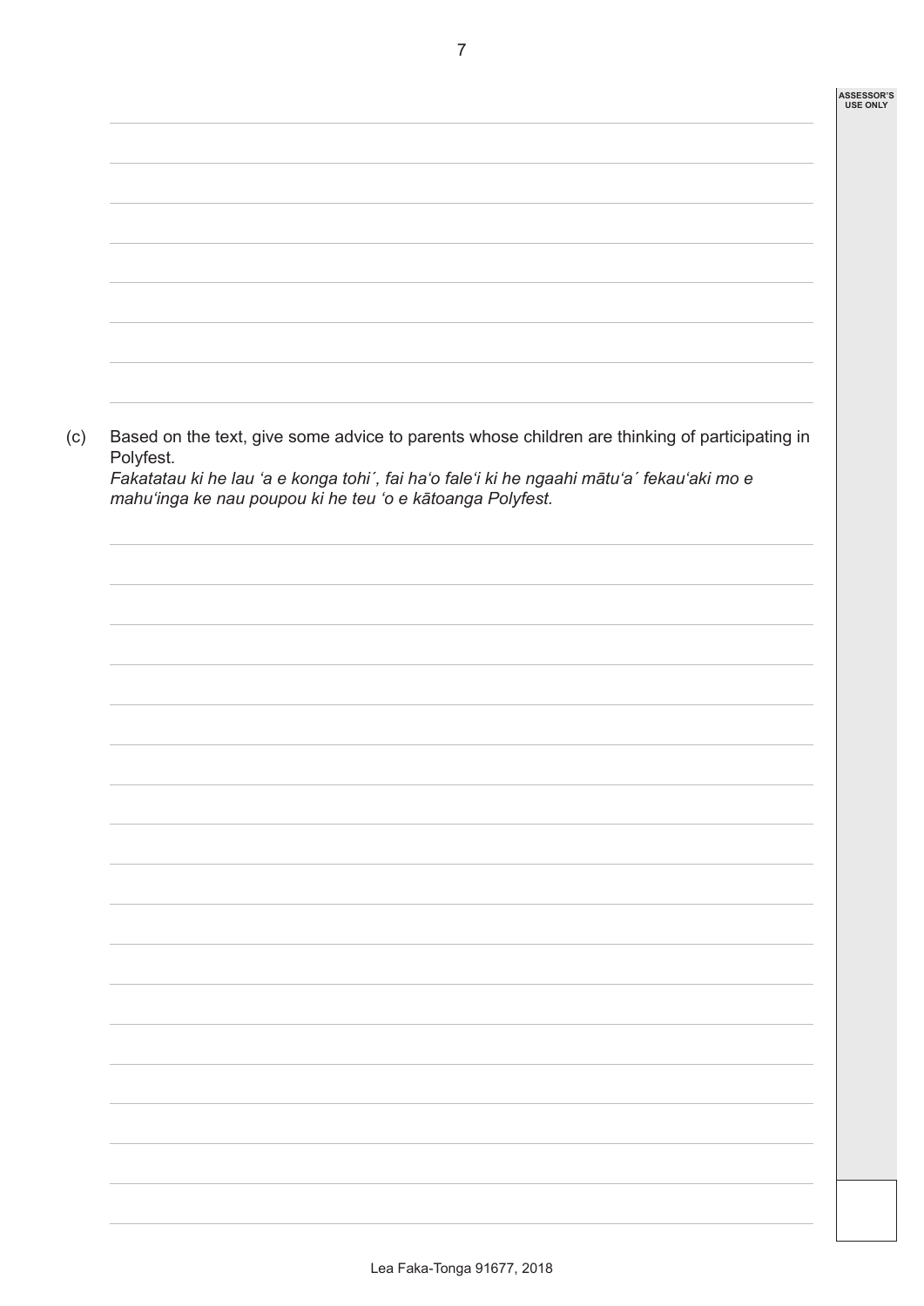(c) Based on the text, give some advice to parents whose children are thinking of participating in Polyfest.
*Fakatatau ki he lau ʻa e konga tohi´, fai haʻo faleʻi ki he ngaahi mātuʻa´ fekauʻaki mo e mahuʻinga ke nau poupou ki he teu ʻo e kātoanga Polyfest.*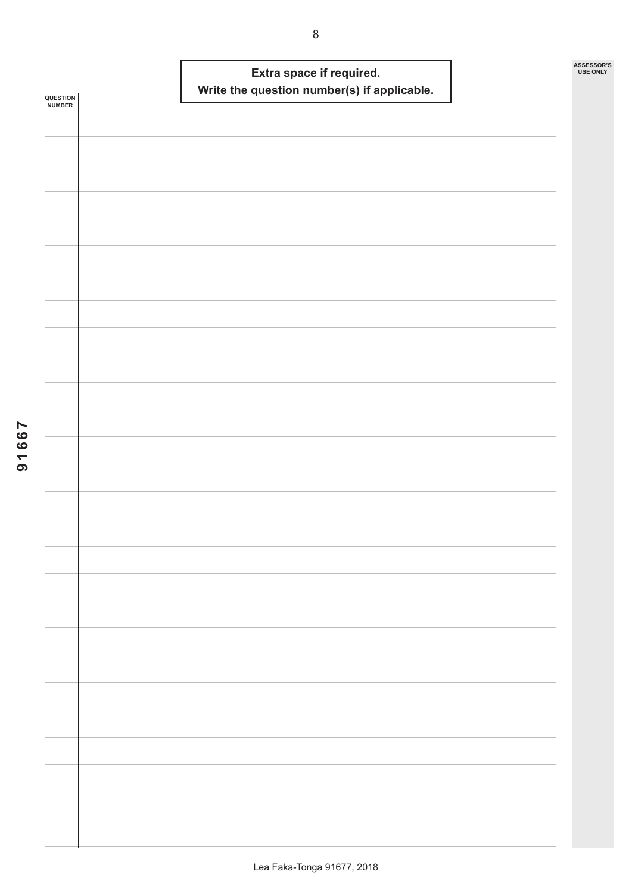**Extra space if required.**
**Write the question number(s) if applicable.**

QUESTION NUMBER

ASSESSOR'S USE ONLY

91667

Lea Faka-Tonga 91677, 2018